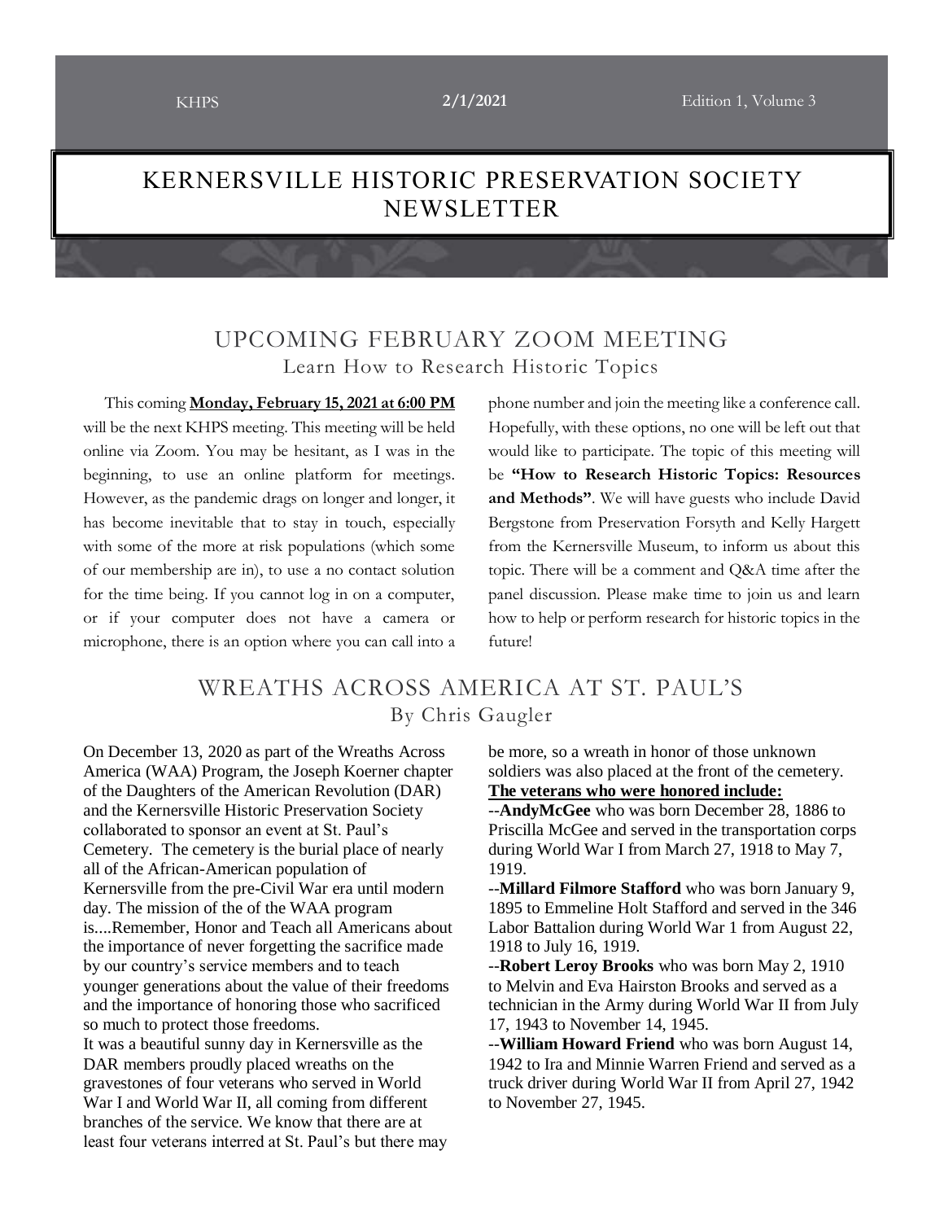KHPS **2/1/2021** Edition 1, Volume 3

# KERNERSVILLE HISTORIC PRESERVATION SOCIETY NEWSLETTER

## UPCOMING FEBRUARY ZOOM MEETING

### Learn How to Research Historic Topics

This coming **Monday, February 15, 2021 at 6:00 PM** will be the next KHPS meeting. This meeting will be held online via Zoom. You may be hesitant, as I was in the beginning, to use an online platform for meetings. However, as the pandemic drags on longer and longer, it has become inevitable that to stay in touch, especially with some of the more at risk populations (which some of our membership are in), to use a no contact solution for the time being. If you cannot log in on a computer, or if your computer does not have a camera or microphone, there is an option where you can call into a phone number and join the meeting like a conference call. Hopefully, with these options, no one will be left out that would like to participate. The topic of this meeting will be **"How to Research Historic Topics: Resources and Methods"**. We will have guests who include David Bergstone from Preservation Forsyth and Kelly Hargett from the Kernersville Museum, to inform us about this topic. There will be a comment and Q&A time after the panel discussion. Please make time to join us and learn how to help or perform research for historic topics in the future!

## WREATHS ACROSS AMERICA AT ST. PAUL'S

### By Chris Gaugler

On December 13, 2020 as part of the Wreaths Across America (WAA) Program, the Joseph Koerner chapter of the Daughters of the American Revolution (DAR) and the Kernersville Historic Preservation Society collaborated to sponsor an event at St. Paul's Cemetery. The cemetery is the burial place of nearly all of the African-American population of Kernersville from the pre-Civil War era until modern day. The mission of the of the WAA program is....Remember, Honor and Teach all Americans about the importance of never forgetting the sacrifice made by our country's service members and to teach younger generations about the value of their freedoms and the importance of honoring those who sacrificed so much to protect those freedoms.

It was a beautiful sunny day in Kernersville as the DAR members proudly placed wreaths on the gravestones of four veterans who served in World War I and World War II, all coming from different branches of the service. We know that there are at least four veterans interred at St. Paul's but there may be more, so a wreath in honor of those unknown soldiers was also placed at the front of the cemetery.

**The veterans who were honored include:**

--**AndyMcGee** who was born December 28, 1886 to Priscilla McGee and served in the transportation corps during World War I from March 27, 1918 to May 7, 1919.

--**Millard Filmore Stafford** who was born January 9, 1895 to Emmeline Holt Stafford and served in the 346 Labor Battalion during World War 1 from August 22, 1918 to July 16, 1919.

--**Robert Leroy Brooks** who was born May 2, 1910 to Melvin and Eva Hairston Brooks and served as a technician in the Army during World War II from July 17, 1943 to November 14, 1945.

--**William Howard Friend** who was born August 14, 1942 to Ira and Minnie Warren Friend and served as a truck driver during World War II from April 27, 1942 to November 27, 1945.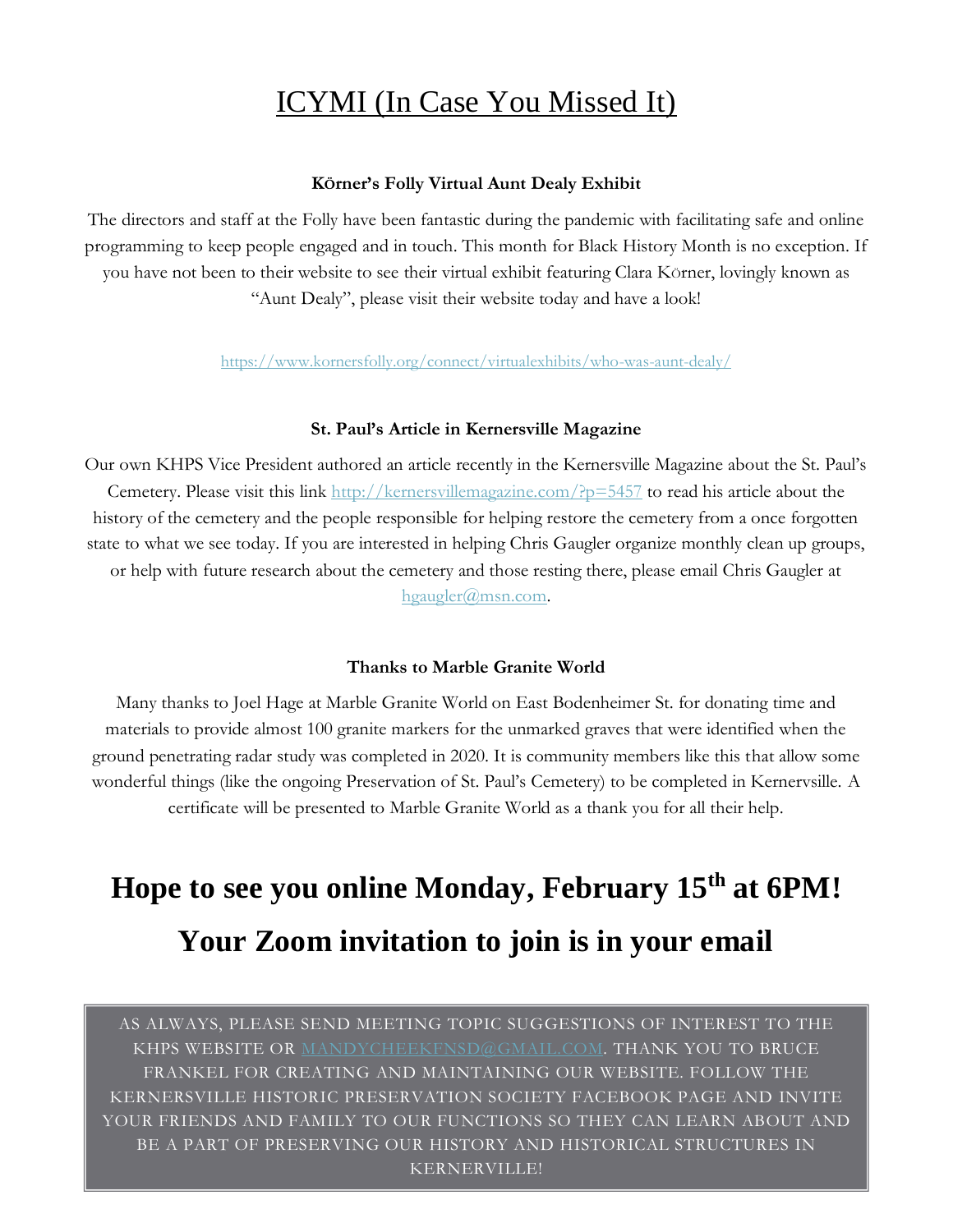# ICYMI (In Case You Missed It)

**Körner's Folly Virtual Aunt Dealy Exhibit**

The directors and staff at the Folly have been fantastic during the pandemic with facilitating safe and online programming to keep people engaged and in touch. This month for Black History Month is no exception. If you have not been to their website to see their virtual exhibit featuring Clara Körner, lovingly known as "Aunt Dealy", please visit their website today and have a look!

https://www.kornersfolly.org/connect/virtualexhibits/who-was-aunt-dealy/

**St. Paul's Article in Kernersville Magazine**

Our own KHPS Vice President authored an article recently in the Kernersville Magazine about the St. Paul's Cemetery. Please visit this link http://kernersvillemagazine.com/?p=5457 to read his article about the history of the cemetery and the people responsible for helping restore the cemetery from a once forgotten state to what we see today. If you are interested in helping Chris Gaugler organize monthly clean up groups, or help with future research about the cemetery and those resting there, please email Chris Gaugler at hgaugler@msn.com.

**Thanks to Marble Granite World**

Many thanks to Joel Hage at Marble Granite World on East Bodenheimer St. for donating time and materials to provide almost 100 granite markers for the unmarked graves that were identified when the ground penetrating radar study was completed in 2020. It is community members like this that allow some wonderful things (like the ongoing Preservation of St. Paul's Cemetery) to be completed in Kernervsille. A certificate will be presented to Marble Granite World as a thank you for all their help.

## Hope to see you online Monday, February 15th at 6PM!

## Your Zoom invitation to join is in your email

AS ALWAYS, PLEASE SEND MEETING TOPIC SUGGESTIONS OF INTEREST TO THE KHPS WEBSITE OR MANDYCHEEKFNSD@GMAIL.COM. THANK YOU TO BRUCE FRANKEL FOR CREATING AND MAINTAINING OUR WEBSITE. FOLLOW THE KERNERSVILLE HISTORIC PRESERVATION SOCIETY FACEBOOK PAGE AND INVITE YOUR FRIENDS AND FAMILY TO OUR FUNCTIONS SO THEY CAN LEARN ABOUT AND BE A PART OF PRESERVING OUR HISTORY AND HISTORICAL STRUCTURES IN KERNERVILLE!